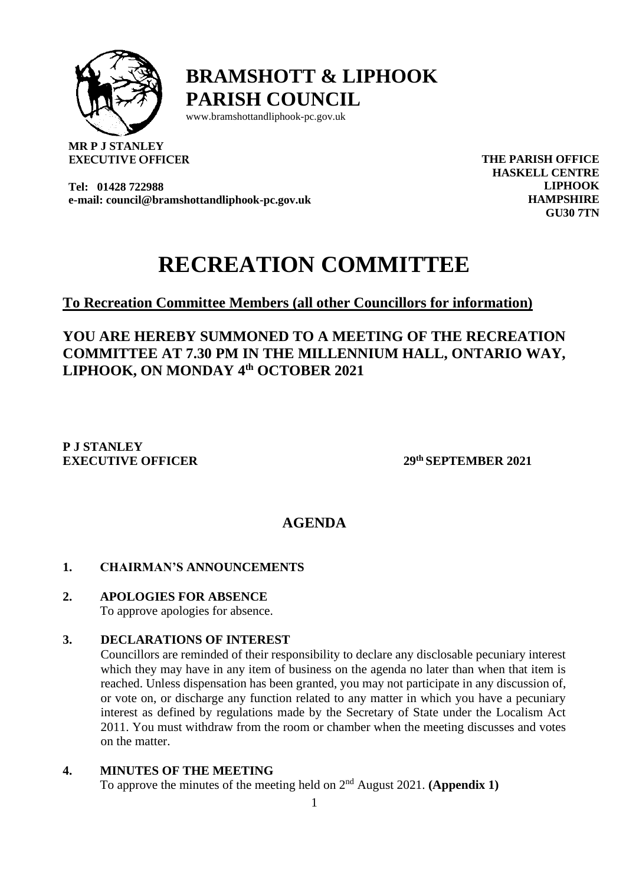# BRAMSHOTT & LIPHOOK PARISH COUNCIL

www.bramshottandliphook-pc.gov.uk

**MR P J STANLEY**
**EXECUTIVE OFFICER**

**Tel: 01428 722988**
**e-mail: council@bramshottandliphook-pc.gov.uk**

**THE PARISH OFFICE**
**HASKELL CENTRE**
**LIPHOOK**
**HAMPSHIRE**
**GU30 7TN**

# RECREATION COMMITTEE

## To Recreation Committee Members (all other Councillors for information)

## YOU ARE HEREBY SUMMONED TO A MEETING OF THE RECREATION COMMITTEE AT 7.30 PM IN THE MILLENNIUM HALL, ONTARIO WAY, LIPHOOK, ON MONDAY 4th OCTOBER 2021

**P J STANLEY**
**EXECUTIVE OFFICER**

**29th SEPTEMBER 2021**

## AGENDA

**1. CHAIRMAN'S ANNOUNCEMENTS**

**2. APOLOGIES FOR ABSENCE**
To approve apologies for absence.

**3. DECLARATIONS OF INTEREST**
Councillors are reminded of their responsibility to declare any disclosable pecuniary interest which they may have in any item of business on the agenda no later than when that item is reached. Unless dispensation has been granted, you may not participate in any discussion of, or vote on, or discharge any function related to any matter in which you have a pecuniary interest as defined by regulations made by the Secretary of State under the Localism Act 2011. You must withdraw from the room or chamber when the meeting discusses and votes on the matter.

**4. MINUTES OF THE MEETING**
To approve the minutes of the meeting held on 2nd August 2021. **(Appendix 1)**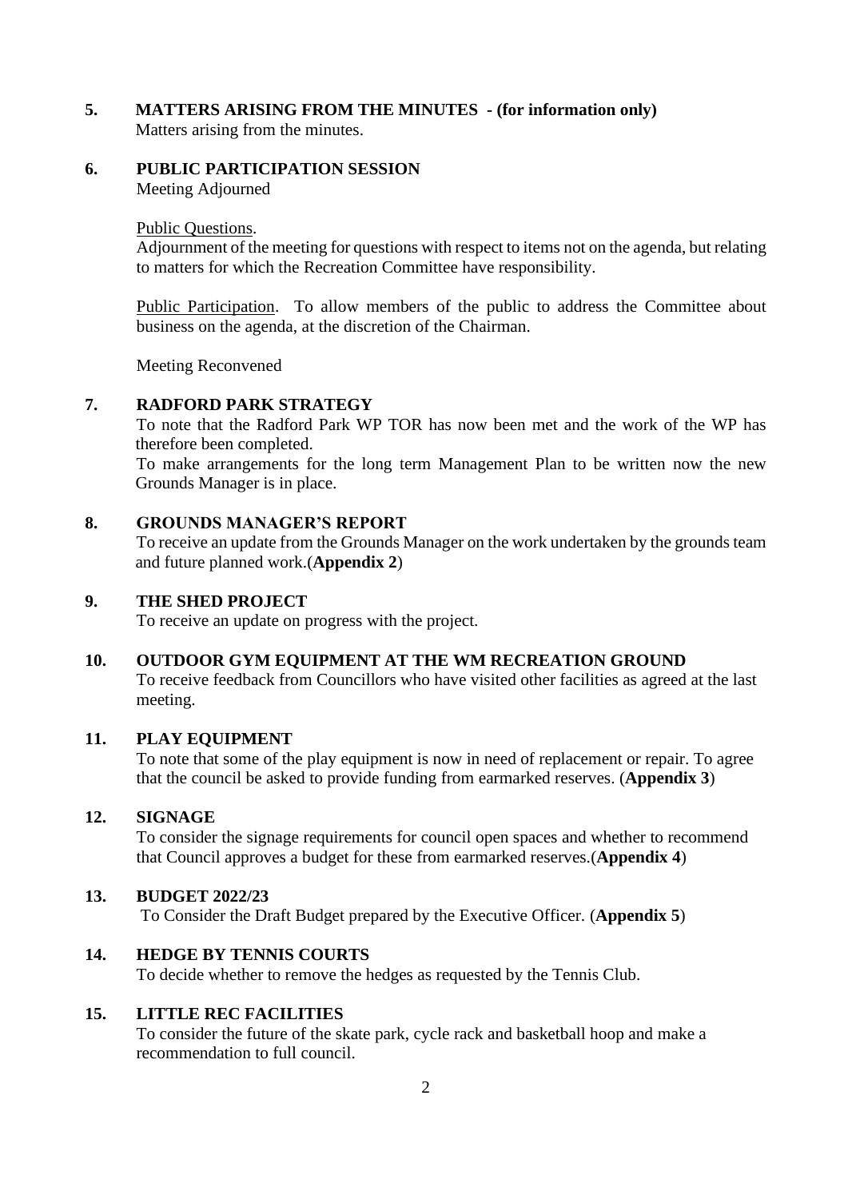**5. MATTERS ARISING FROM THE MINUTES - (for information only)**

Matters arising from the minutes.

**6. PUBLIC PARTICIPATION SESSION**

Meeting Adjourned

Public Questions.

Adjournment of the meeting for questions with respect to items not on the agenda, but relating to matters for which the Recreation Committee have responsibility.

Public Participation. To allow members of the public to address the Committee about business on the agenda, at the discretion of the Chairman.

Meeting Reconvened

**7. RADFORD PARK STRATEGY**

To note that the Radford Park WP TOR has now been met and the work of the WP has therefore been completed.

To make arrangements for the long term Management Plan to be written now the new Grounds Manager is in place.

**8. GROUNDS MANAGER'S REPORT**

To receive an update from the Grounds Manager on the work undertaken by the grounds team and future planned work.(**Appendix 2**)

**9. THE SHED PROJECT**

To receive an update on progress with the project.

**10. OUTDOOR GYM EQUIPMENT AT THE WM RECREATION GROUND**

To receive feedback from Councillors who have visited other facilities as agreed at the last meeting.

**11. PLAY EQUIPMENT**

To note that some of the play equipment is now in need of replacement or repair. To agree that the council be asked to provide funding from earmarked reserves. (**Appendix 3**)

**12. SIGNAGE**

To consider the signage requirements for council open spaces and whether to recommend that Council approves a budget for these from earmarked reserves.(**Appendix 4**)

**13. BUDGET 2022/23**

To Consider the Draft Budget prepared by the Executive Officer. (**Appendix 5**)

**14. HEDGE BY TENNIS COURTS**

To decide whether to remove the hedges as requested by the Tennis Club.

**15. LITTLE REC FACILITIES**

To consider the future of the skate park, cycle rack and basketball hoop and make a recommendation to full council.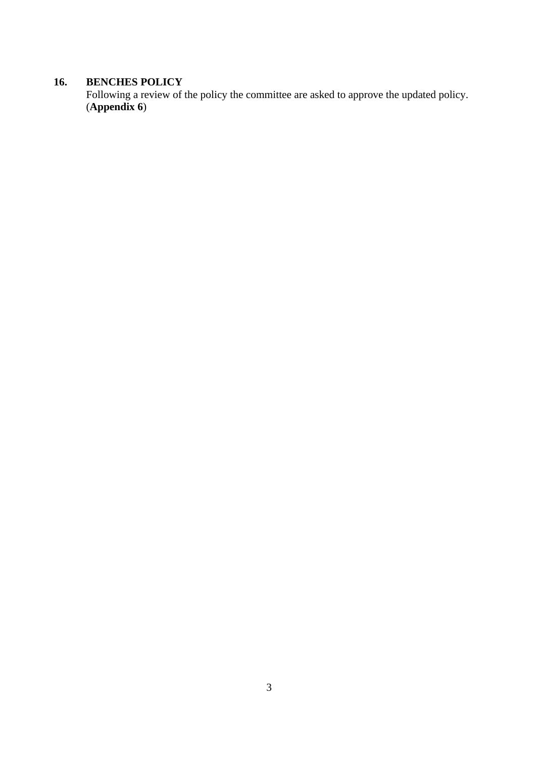**16. BENCHES POLICY**

Following a review of the policy the committee are asked to approve the updated policy. (**Appendix 6**)